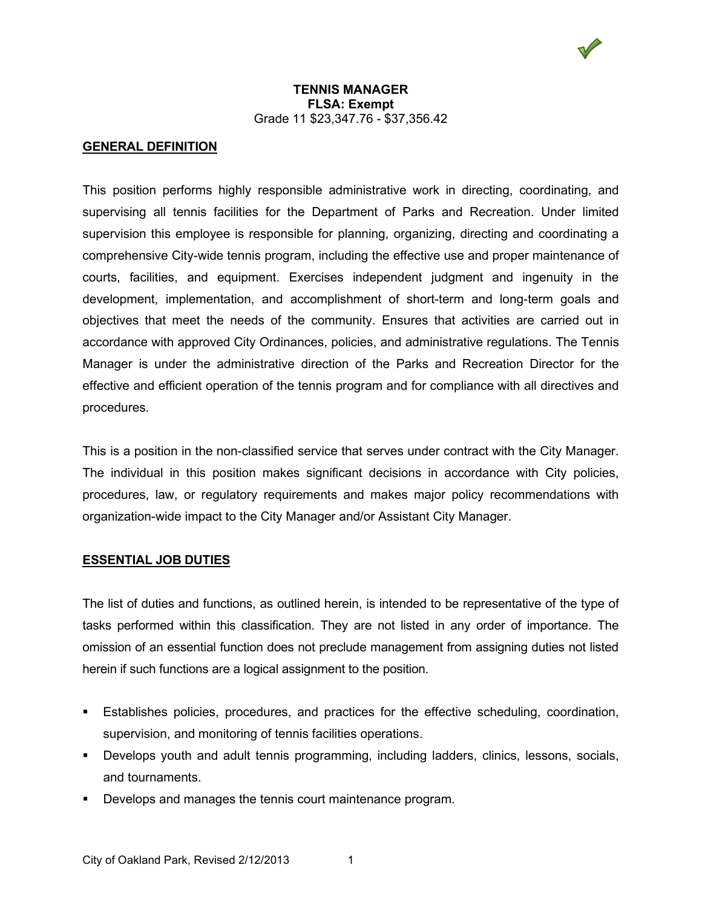# TENNIS MANAGER

**FLSA: Exempt**

Grade 11 $23,347.76 - $37,356.42

## GENERAL DEFINITION

This position performs highly responsible administrative work in directing, coordinating, and supervising all tennis facilities for the Department of Parks and Recreation. Under limited supervision this employee is responsible for planning, organizing, directing and coordinating a comprehensive City-wide tennis program, including the effective use and proper maintenance of courts, facilities, and equipment. Exercises independent judgment and ingenuity in the development, implementation, and accomplishment of short-term and long-term goals and objectives that meet the needs of the community. Ensures that activities are carried out in accordance with approved City Ordinances, policies, and administrative regulations. The Tennis Manager is under the administrative direction of the Parks and Recreation Director for the effective and efficient operation of the tennis program and for compliance with all directives and procedures.

This is a position in the non-classified service that serves under contract with the City Manager. The individual in this position makes significant decisions in accordance with City policies, procedures, law, or regulatory requirements and makes major policy recommendations with organization-wide impact to the City Manager and/or Assistant City Manager.

## ESSENTIAL JOB DUTIES

The list of duties and functions, as outlined herein, is intended to be representative of the type of tasks performed within this classification. They are not listed in any order of importance. The omission of an essential function does not preclude management from assigning duties not listed herein if such functions are a logical assignment to the position.

- Establishes policies, procedures, and practices for the effective scheduling, coordination, supervision, and monitoring of tennis facilities operations.
- Develops youth and adult tennis programming, including ladders, clinics, lessons, socials, and tournaments.
- Develops and manages the tennis court maintenance program.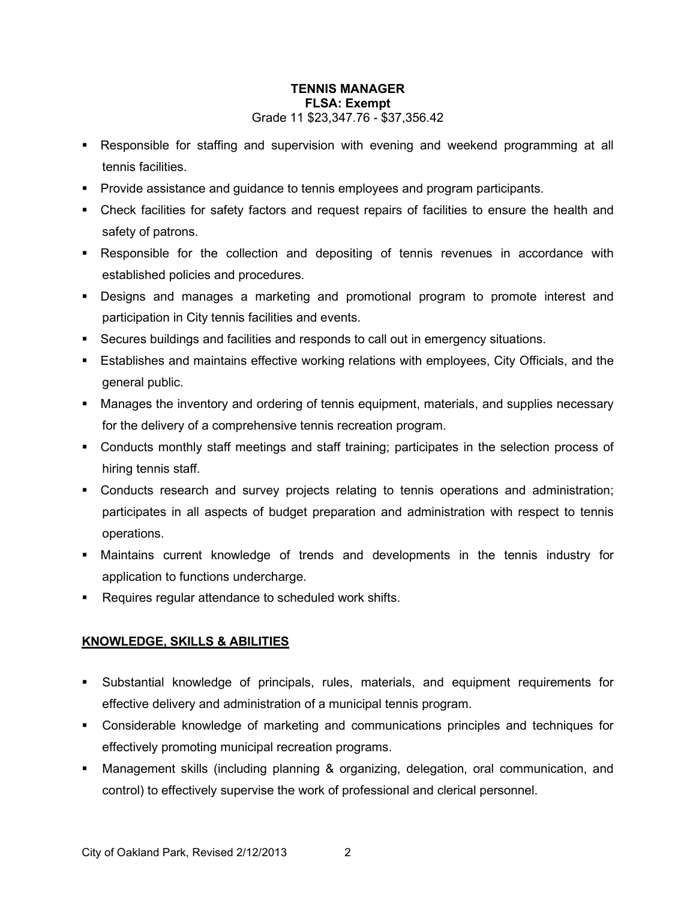**TENNIS MANAGER**
**FLSA: Exempt**
Grade 11 $23,347.76 - $37,356.42

- Responsible for staffing and supervision with evening and weekend programming at all tennis facilities.
- Provide assistance and guidance to tennis employees and program participants.
- Check facilities for safety factors and request repairs of facilities to ensure the health and safety of patrons.
- Responsible for the collection and depositing of tennis revenues in accordance with established policies and procedures.
- Designs and manages a marketing and promotional program to promote interest and participation in City tennis facilities and events.
- Secures buildings and facilities and responds to call out in emergency situations.
- Establishes and maintains effective working relations with employees, City Officials, and the general public.
- Manages the inventory and ordering of tennis equipment, materials, and supplies necessary for the delivery of a comprehensive tennis recreation program.
- Conducts monthly staff meetings and staff training; participates in the selection process of hiring tennis staff.
- Conducts research and survey projects relating to tennis operations and administration; participates in all aspects of budget preparation and administration with respect to tennis operations.
- Maintains current knowledge of trends and developments in the tennis industry for application to functions undercharge.
- Requires regular attendance to scheduled work shifts.

## KNOWLEDGE, SKILLS & ABILITIES

- Substantial knowledge of principals, rules, materials, and equipment requirements for effective delivery and administration of a municipal tennis program.
- Considerable knowledge of marketing and communications principles and techniques for effectively promoting municipal recreation programs.
- Management skills (including planning & organizing, delegation, oral communication, and control) to effectively supervise the work of professional and clerical personnel.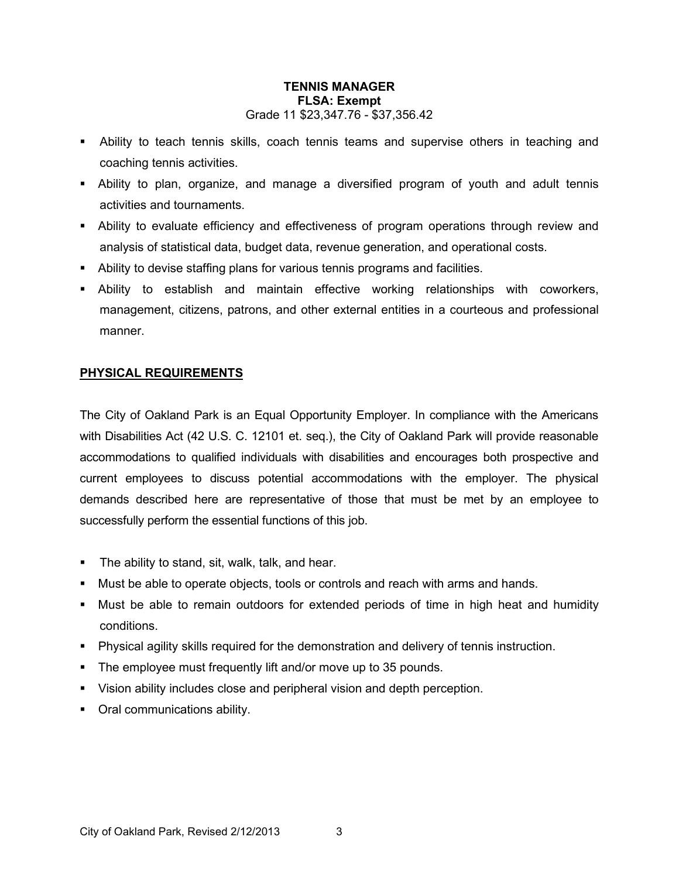**TENNIS MANAGER**
**FLSA: Exempt**
Grade 11 $23,347.76 - $37,356.42

- Ability to teach tennis skills, coach tennis teams and supervise others in teaching and coaching tennis activities.
- Ability to plan, organize, and manage a diversified program of youth and adult tennis activities and tournaments.
- Ability to evaluate efficiency and effectiveness of program operations through review and analysis of statistical data, budget data, revenue generation, and operational costs.
- Ability to devise staffing plans for various tennis programs and facilities.
- Ability to establish and maintain effective working relationships with coworkers, management, citizens, patrons, and other external entities in a courteous and professional manner.

## PHYSICAL REQUIREMENTS

The City of Oakland Park is an Equal Opportunity Employer. In compliance with the Americans with Disabilities Act (42 U.S. C. 12101 et. seq.), the City of Oakland Park will provide reasonable accommodations to qualified individuals with disabilities and encourages both prospective and current employees to discuss potential accommodations with the employer. The physical demands described here are representative of those that must be met by an employee to successfully perform the essential functions of this job.

- The ability to stand, sit, walk, talk, and hear.
- Must be able to operate objects, tools or controls and reach with arms and hands.
- Must be able to remain outdoors for extended periods of time in high heat and humidity conditions.
- Physical agility skills required for the demonstration and delivery of tennis instruction.
- The employee must frequently lift and/or move up to 35 pounds.
- Vision ability includes close and peripheral vision and depth perception.
- Oral communications ability.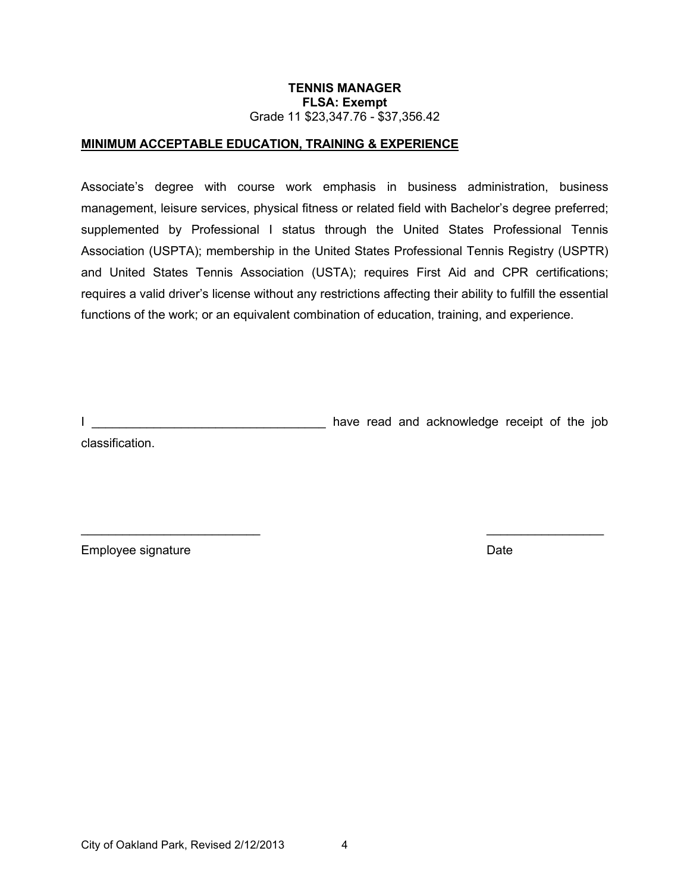**TENNIS MANAGER**
**FLSA: Exempt**
Grade 11 $23,347.76 - $37,356.42

**MINIMUM ACCEPTABLE EDUCATION, TRAINING & EXPERIENCE**

Associate's degree with course work emphasis in business administration, business management, leisure services, physical fitness or related field with Bachelor's degree preferred; supplemented by Professional I status through the United States Professional Tennis Association (USPTA); membership in the United States Professional Tennis Registry (USPTR) and United States Tennis Association (USTA); requires First Aid and CPR certifications; requires a valid driver's license without any restrictions affecting their ability to fulfill the essential functions of the work; or an equivalent combination of education, training, and experience.

I ________________________________ have read and acknowledge receipt of the job classification.

________________________ ________________

Employee signature Date

City of Oakland Park, Revised 2/12/2013